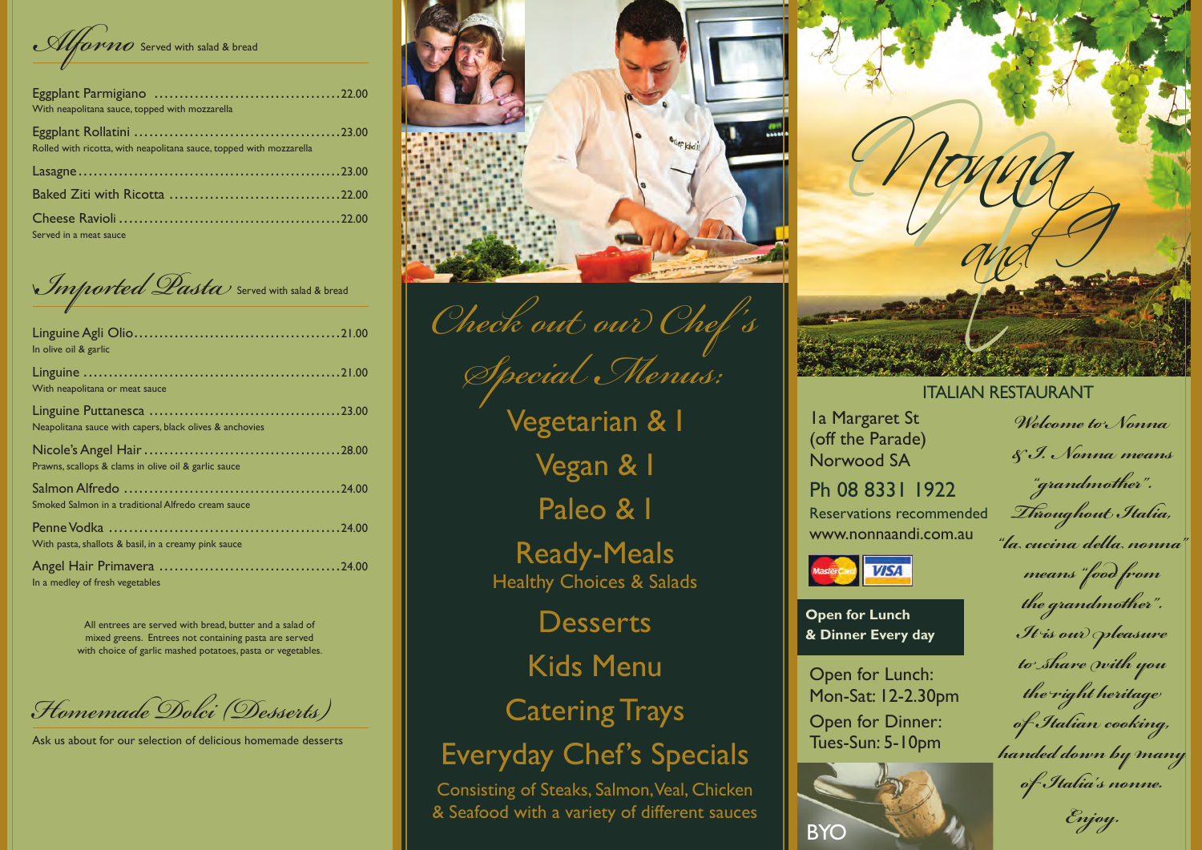## *Alforno* Served with salad & bread

Eggplant Parmigiano ....................................22.00
With neapolitana sauce, topped with mozzarella

Eggplant Rollatini ........................................23.00
Rolled with ricotta, with neapolitana sauce, topped with mozzarella

Lasagne..................................................23.00

Baked Ziti with Ricotta .................................22.00

Cheese Ravioli ...........................................22.00
Served in a meat sauce

## *Imported Pasta* Served with salad & bread

Linguine Agli Olio.......................................21.00
In olive oil & garlic

Linguine .................................................21.00
With neapolitana or meat sauce

Linguine Puttanesca ....................................23.00
Neapolitana sauce with capers, black olives & anchovies

Nicole's Angel Hair......................................28.00
Prawns, scallops & clams in olive oil & garlic sauce

Salmon Alfredo ..........................................24.00
Smoked Salmon in a traditional Alfredo cream sauce

Penne Vodka ............................................24.00
With pasta, shallots & basil, in a creamy pink sauce

Angel Hair Primavera ...................................24.00
In a medley of fresh vegetables

All entrees are served with bread, butter and a salad of mixed greens. Entrees not containing pasta are served with choice of garlic mashed potatoes, pasta or vegetables.

## *Homemade Dolci (Desserts)*

Ask us about for our selection of delicious homemade desserts

## *Check out our Chef's Special Menus:*

Vegetarian & I

Vegan & I

Paleo & I

Ready-Meals
Healthy Choices & Salads

Desserts

Kids Menu

Catering Trays

Everyday Chef's Specials
Consisting of Steaks, Salmon, Veal, Chicken & Seafood with a variety of different sauces

# *Nonna and I*

ITALIAN RESTAURANT

1a Margaret St
(off the Parade)
Norwood SA

Ph 08 8331 1922

Reservations recommended
www.nonnaandi.com.au

MasterCard VISA

**Open for Lunch & Dinner Every day**

Open for Lunch:
Mon-Sat: 12-2.30pm

Open for Dinner:
Tues-Sun: 5-10pm

BYO

*Welcome to Nonna & I. Nonna means "grandmother". Thoughout Italia, "la cucina della nonna" means "food from the grandmother". It is our pleasure to share with you the right heritage of Italian cooking, handed down by many of Italia's nonne.*

*Enjoy.*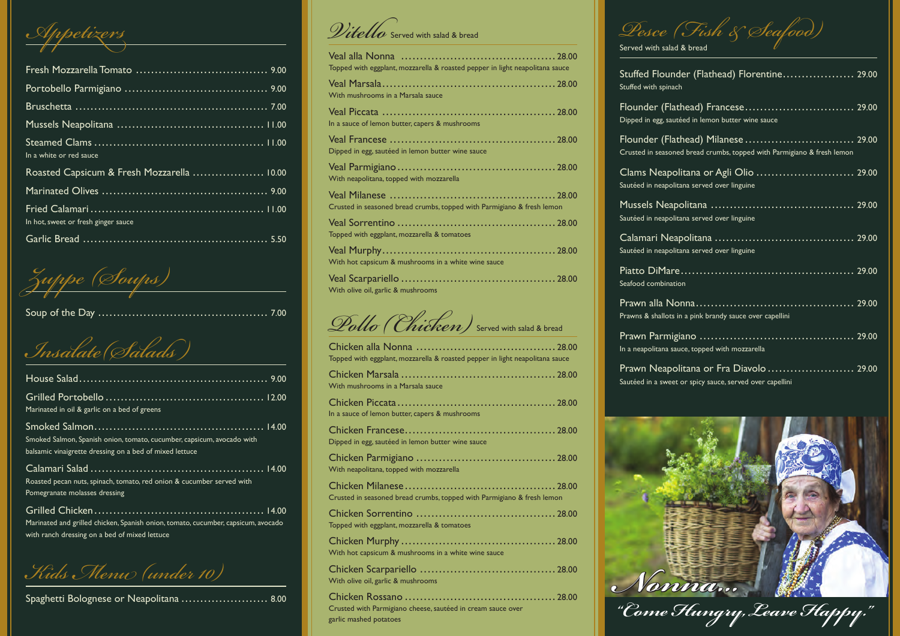# Appetizers

Fresh Mozzarella Tomato .......... 9.00

Portobello Parmigiano .......... 9.00

Bruschetta .......... 7.00

Mussels Neapolitana .......... 11.00

Steamed Clams .......... 11.00
In a white or red sauce

Roasted Capsicum & Fresh Mozzarella .......... 10.00

Marinated Olives .......... 9.00

Fried Calamari .......... 11.00
In hot, sweet or fresh ginger sauce

Garlic Bread .......... 5.50

# Zuppe (Soups)

Soup of the Day .......... 7.00

# Insalate (Salads)

House Salad .......... 9.00

Grilled Portobello .......... 12.00
Marinated in oil & garlic on a bed of greens

Smoked Salmon .......... 14.00
Smoked Salmon, Spanish onion, tomato, cucumber, capsicum, avocado with balsamic vinaigrette dressing on a bed of mixed lettuce

Calamari Salad .......... 14.00
Roasted pecan nuts, spinach, tomato, red onion & cucumber served with Pomegranate molasses dressing

Grilled Chicken .......... 14.00
Marinated and grilled chicken, Spanish onion, tomato, cucumber, capsicum, avocado with ranch dressing on a bed of mixed lettuce

# Kids Menu (under 10)

Spaghetti Bolognese or Neapolitana .......... 8.00

# Vitello

Served with salad & bread

Veal alla Nonna .......... 28.00
Topped with eggplant, mozzarella & roasted pepper in light neapolitana sauce

Veal Marsala .......... 28.00
With mushrooms in a Marsala sauce

Veal Piccata .......... 28.00
In a sauce of lemon butter, capers & mushrooms

Veal Francese .......... 28.00
Dipped in egg, sautéed in lemon butter wine sauce

Veal Parmigiano .......... 28.00
With neapolitana, topped with mozzarella

Veal Milanese .......... 28.00
Crusted in seasoned bread crumbs, topped with Parmigiano & fresh lemon

Veal Sorrentino .......... 28.00
Topped with eggplant, mozzarella & tomatoes

Veal Murphy .......... 28.00
With hot capsicum & mushrooms in a white wine sauce

Veal Scarpariello .......... 28.00
With olive oil, garlic & mushrooms

# Pollo (Chicken)

Served with salad & bread

Chicken alla Nonna .......... 28.00
Topped with eggplant, mozzarella & roasted pepper in light neapolitana sauce

Chicken Marsala .......... 28.00
With mushrooms in a Marsala sauce

Chicken Piccata .......... 28.00
In a sauce of lemon butter, capers & mushrooms

Chicken Francese .......... 28.00
Dipped in egg, sautéed in lemon butter wine sauce

Chicken Parmigiano .......... 28.00
With neapolitana, topped with mozzarella

Chicken Milanese .......... 28.00
Crusted in seasoned bread crumbs, topped with Parmigiano & fresh lemon

Chicken Sorrentino .......... 28.00
Topped with eggplant, mozzarella & tomatoes

Chicken Murphy .......... 28.00
With hot capsicum & mushrooms in a white wine sauce

Chicken Scarpariello .......... 28.00
With olive oil, garlic & mushrooms

Chicken Rossano .......... 28.00
Crusted with Parmigiano cheese, sautéed in cream sauce over garlic mashed potatoes

# Pesce (Fish & Seafood)

Served with salad & bread

Stuffed Flounder (Flathead) Florentine .......... 29.00
Stuffed with spinach

Flounder (Flathead) Francese .......... 29.00
Dipped in egg, sautéed in lemon butter wine sauce

Flounder (Flathead) Milanese .......... 29.00
Crusted in seasoned bread crumbs, topped with Parmigiano & fresh lemon

Clams Neapolitana or Agli Olio .......... 29.00
Sautéed in neapolitana served over linguine

Mussels Neapolitana .......... 29.00
Sautéed in neapolitana served over linguine

Calamari Neapolitana .......... 29.00
Sautéed in neapolitana served over linguine

Piatto DiMare .......... 29.00
Seafood combination

Prawn alla Nonna .......... 29.00
Prawns & shallots in a pink brandy sauce over capellini

Prawn Parmigiano .......... 29.00
In a neapolitana sauce, topped with mozzarella

Prawn Neapolitana or Fra Diavolo .......... 29.00
Sautéed in a sweet or spicy sauce, served over capellini

Nonna...

"Come Hungry, Leave Happy."